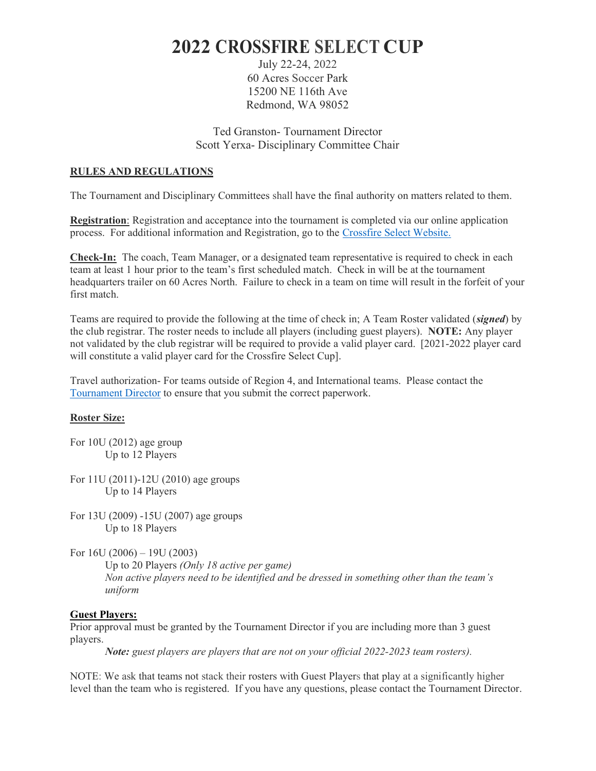# 2022 CROSSFIRE SELECT CUP

July 22-24, 2022
60 Acres Soccer Park
15200 NE 116th Ave
Redmond, WA 98052

Ted Granston- Tournament Director
Scott Yerxa- Disciplinary Committee Chair

## RULES AND REGULATIONS

The Tournament and Disciplinary Committees shall have the final authority on matters related to them.

**Registration**: Registration and acceptance into the tournament is completed via our online application process. For additional information and Registration, go to the Crossfire Select Website.

**Check-In:** The coach, Team Manager, or a designated team representative is required to check in each team at least 1 hour prior to the team's first scheduled match. Check in will be at the tournament headquarters trailer on 60 Acres North. Failure to check in a team on time will result in the forfeit of your first match.

Teams are required to provide the following at the time of check in; A Team Roster validated (***signed***) by the club registrar. The roster needs to include all players (including guest players). **NOTE:** Any player not validated by the club registrar will be required to provide a valid player card. [2021-2022 player card will constitute a valid player card for the Crossfire Select Cup].

Travel authorization- For teams outside of Region 4, and International teams. Please contact the Tournament Director to ensure that you submit the correct paperwork.

**Roster Size:**

For 10U (2012) age group
Up to 12 Players

For 11U (2011)-12U (2010) age groups
Up to 14 Players

For 13U (2009) -15U (2007) age groups
Up to 18 Players

For 16U (2006) – 19U (2003)
Up to 20 Players *(Only 18 active per game)*
*Non active players need to be identified and be dressed in something other than the team's uniform*

**Guest Players:**
Prior approval must be granted by the Tournament Director if you are including more than 3 guest players.

***Note:*** *guest players are players that are not on your official 2022-2023 team rosters).*

NOTE: We ask that teams not stack their rosters with Guest Players that play at a significantly higher level than the team who is registered. If you have any questions, please contact the Tournament Director.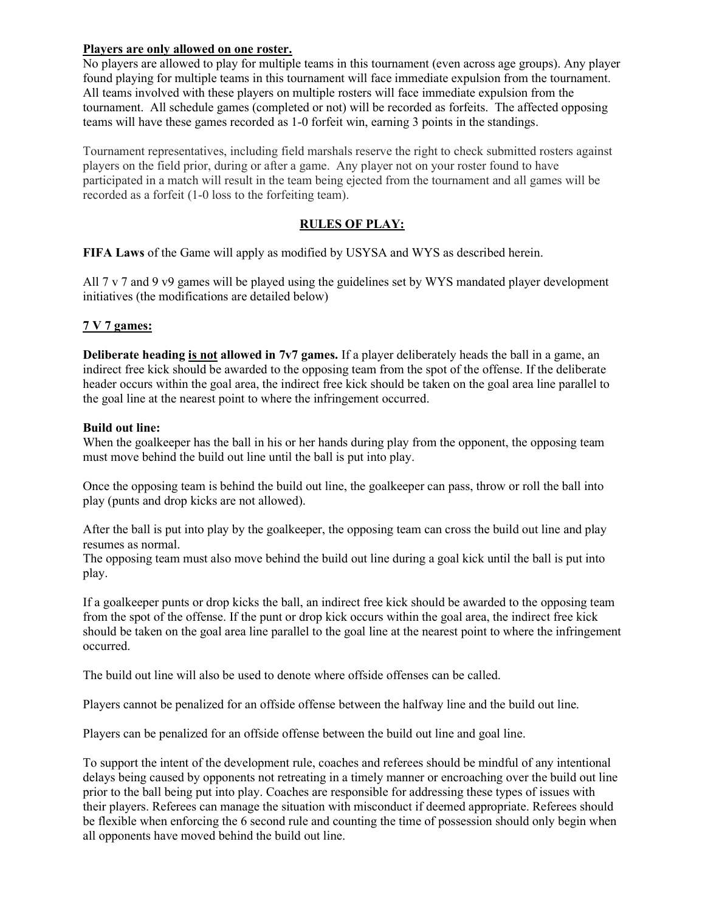**Players are only allowed on one roster.**

No players are allowed to play for multiple teams in this tournament (even across age groups). Any player found playing for multiple teams in this tournament will face immediate expulsion from the tournament. All teams involved with these players on multiple rosters will face immediate expulsion from the tournament. All schedule games (completed or not) will be recorded as forfeits. The affected opposing teams will have these games recorded as 1-0 forfeit win, earning 3 points in the standings.

Tournament representatives, including field marshals reserve the right to check submitted rosters against players on the field prior, during or after a game. Any player not on your roster found to have participated in a match will result in the team being ejected from the tournament and all games will be recorded as a forfeit (1-0 loss to the forfeiting team).

## RULES OF PLAY:

**FIFA Laws** of the Game will apply as modified by USYSA and WYS as described herein.

All 7 v 7 and 9 v9 games will be played using the guidelines set by WYS mandated player development initiatives (the modifications are detailed below)

### 7 V 7 games:

**Deliberate heading is not allowed in 7v7 games.** If a player deliberately heads the ball in a game, an indirect free kick should be awarded to the opposing team from the spot of the offense. If the deliberate header occurs within the goal area, the indirect free kick should be taken on the goal area line parallel to the goal line at the nearest point to where the infringement occurred.

**Build out line:**

When the goalkeeper has the ball in his or her hands during play from the opponent, the opposing team must move behind the build out line until the ball is put into play.

Once the opposing team is behind the build out line, the goalkeeper can pass, throw or roll the ball into play (punts and drop kicks are not allowed).

After the ball is put into play by the goalkeeper, the opposing team can cross the build out line and play resumes as normal.

The opposing team must also move behind the build out line during a goal kick until the ball is put into play.

If a goalkeeper punts or drop kicks the ball, an indirect free kick should be awarded to the opposing team from the spot of the offense. If the punt or drop kick occurs within the goal area, the indirect free kick should be taken on the goal area line parallel to the goal line at the nearest point to where the infringement occurred.

The build out line will also be used to denote where offside offenses can be called.

Players cannot be penalized for an offside offense between the halfway line and the build out line.

Players can be penalized for an offside offense between the build out line and goal line.

To support the intent of the development rule, coaches and referees should be mindful of any intentional delays being caused by opponents not retreating in a timely manner or encroaching over the build out line prior to the ball being put into play. Coaches are responsible for addressing these types of issues with their players. Referees can manage the situation with misconduct if deemed appropriate. Referees should be flexible when enforcing the 6 second rule and counting the time of possession should only begin when all opponents have moved behind the build out line.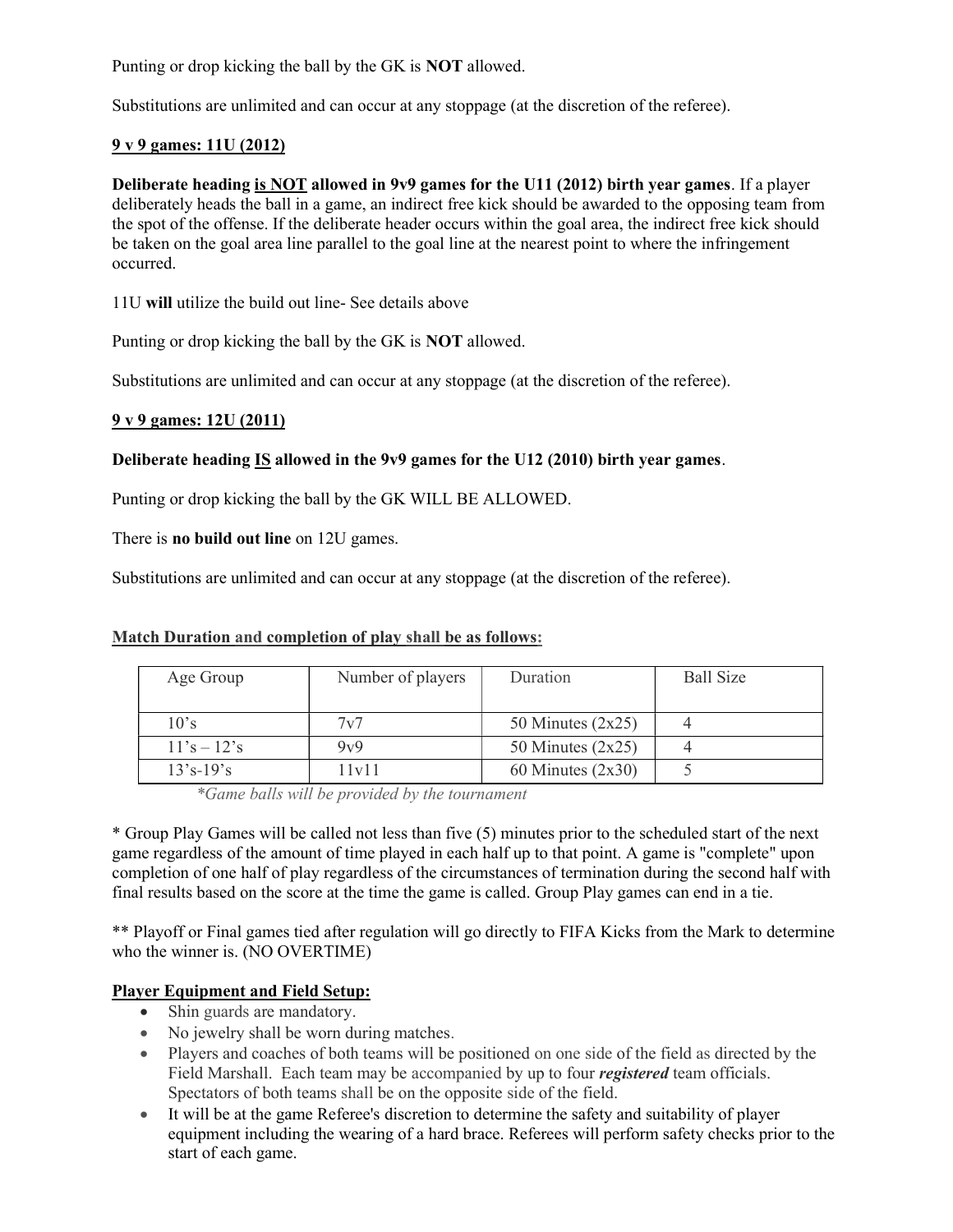Punting or drop kicking the ball by the GK is **NOT** allowed.

Substitutions are unlimited and can occur at any stoppage (at the discretion of the referee).

### 9 v 9 games: 11U (2012)

**Deliberate heading is NOT allowed in 9v9 games for the U11 (2012) birth year games**. If a player deliberately heads the ball in a game, an indirect free kick should be awarded to the opposing team from the spot of the offense. If the deliberate header occurs within the goal area, the indirect free kick should be taken on the goal area line parallel to the goal line at the nearest point to where the infringement occurred.

11U **will** utilize the build out line- See details above

Punting or drop kicking the ball by the GK is **NOT** allowed.

Substitutions are unlimited and can occur at any stoppage (at the discretion of the referee).

### 9 v 9 games: 12U (2011)

**Deliberate heading IS allowed in the 9v9 games for the U12 (2010) birth year games**.

Punting or drop kicking the ball by the GK WILL BE ALLOWED.

There is **no build out line** on 12U games.

Substitutions are unlimited and can occur at any stoppage (at the discretion of the referee).

### Match Duration and completion of play shall be as follows:

| Age Group | Number of players | Duration | Ball Size |
|---|---|---|---|
| 10's | 7v7 | 50 Minutes (2x25) | 4 |
| 11's – 12's | 9v9 | 50 Minutes (2x25) | 4 |
| 13's-19's | 11v11 | 60 Minutes (2x30) | 5 |

*\*Game balls will be provided by the tournament*

\* Group Play Games will be called not less than five (5) minutes prior to the scheduled start of the next game regardless of the amount of time played in each half up to that point. A game is "complete" upon completion of one half of play regardless of the circumstances of termination during the second half with final results based on the score at the time the game is called. Group Play games can end in a tie.

\*\* Playoff or Final games tied after regulation will go directly to FIFA Kicks from the Mark to determine who the winner is. (NO OVERTIME)

### Player Equipment and Field Setup:

- Shin guards are mandatory.
- No jewelry shall be worn during matches.
- Players and coaches of both teams will be positioned on one side of the field as directed by the Field Marshall. Each team may be accompanied by up to four ***registered*** team officials. Spectators of both teams shall be on the opposite side of the field.
- It will be at the game Referee's discretion to determine the safety and suitability of player equipment including the wearing of a hard brace. Referees will perform safety checks prior to the start of each game.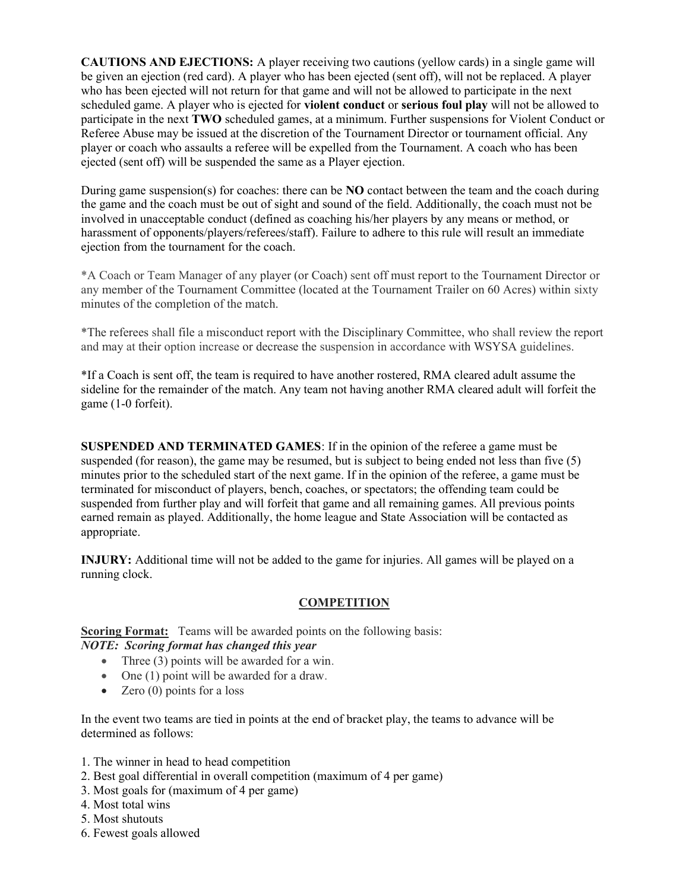**CAUTIONS AND EJECTIONS:** A player receiving two cautions (yellow cards) in a single game will be given an ejection (red card). A player who has been ejected (sent off), will not be replaced. A player who has been ejected will not return for that game and will not be allowed to participate in the next scheduled game. A player who is ejected for **violent conduct** or **serious foul play** will not be allowed to participate in the next **TWO** scheduled games, at a minimum. Further suspensions for Violent Conduct or Referee Abuse may be issued at the discretion of the Tournament Director or tournament official. Any player or coach who assaults a referee will be expelled from the Tournament. A coach who has been ejected (sent off) will be suspended the same as a Player ejection.

During game suspension(s) for coaches: there can be **NO** contact between the team and the coach during the game and the coach must be out of sight and sound of the field. Additionally, the coach must not be involved in unacceptable conduct (defined as coaching his/her players by any means or method, or harassment of opponents/players/referees/staff). Failure to adhere to this rule will result an immediate ejection from the tournament for the coach.

*A Coach or Team Manager of any player (or Coach) sent off must report to the Tournament Director or any member of the Tournament Committee (located at the Tournament Trailer on 60 Acres) within sixty minutes of the completion of the match.

*The referees shall file a misconduct report with the Disciplinary Committee, who shall review the report and may at their option increase or decrease the suspension in accordance with WSYSA guidelines.

*If a Coach is sent off, the team is required to have another rostered, RMA cleared adult assume the sideline for the remainder of the match. Any team not having another RMA cleared adult will forfeit the game (1-0 forfeit).

**SUSPENDED AND TERMINATED GAMES**: If in the opinion of the referee a game must be suspended (for reason), the game may be resumed, but is subject to being ended not less than five (5) minutes prior to the scheduled start of the next game. If in the opinion of the referee, a game must be terminated for misconduct of players, bench, coaches, or spectators; the offending team could be suspended from further play and will forfeit that game and all remaining games. All previous points earned remain as played. Additionally, the home league and State Association will be contacted as appropriate.

**INJURY:** Additional time will not be added to the game for injuries. All games will be played on a running clock.

## COMPETITION

**Scoring Format:** Teams will be awarded points on the following basis:
***NOTE: Scoring format has changed this year***

- Three (3) points will be awarded for a win.
- One (1) point will be awarded for a draw.
- Zero (0) points for a loss

In the event two teams are tied in points at the end of bracket play, the teams to advance will be determined as follows:

1. The winner in head to head competition
2. Best goal differential in overall competition (maximum of 4 per game)
3. Most goals for (maximum of 4 per game)
4. Most total wins
5. Most shutouts
6. Fewest goals allowed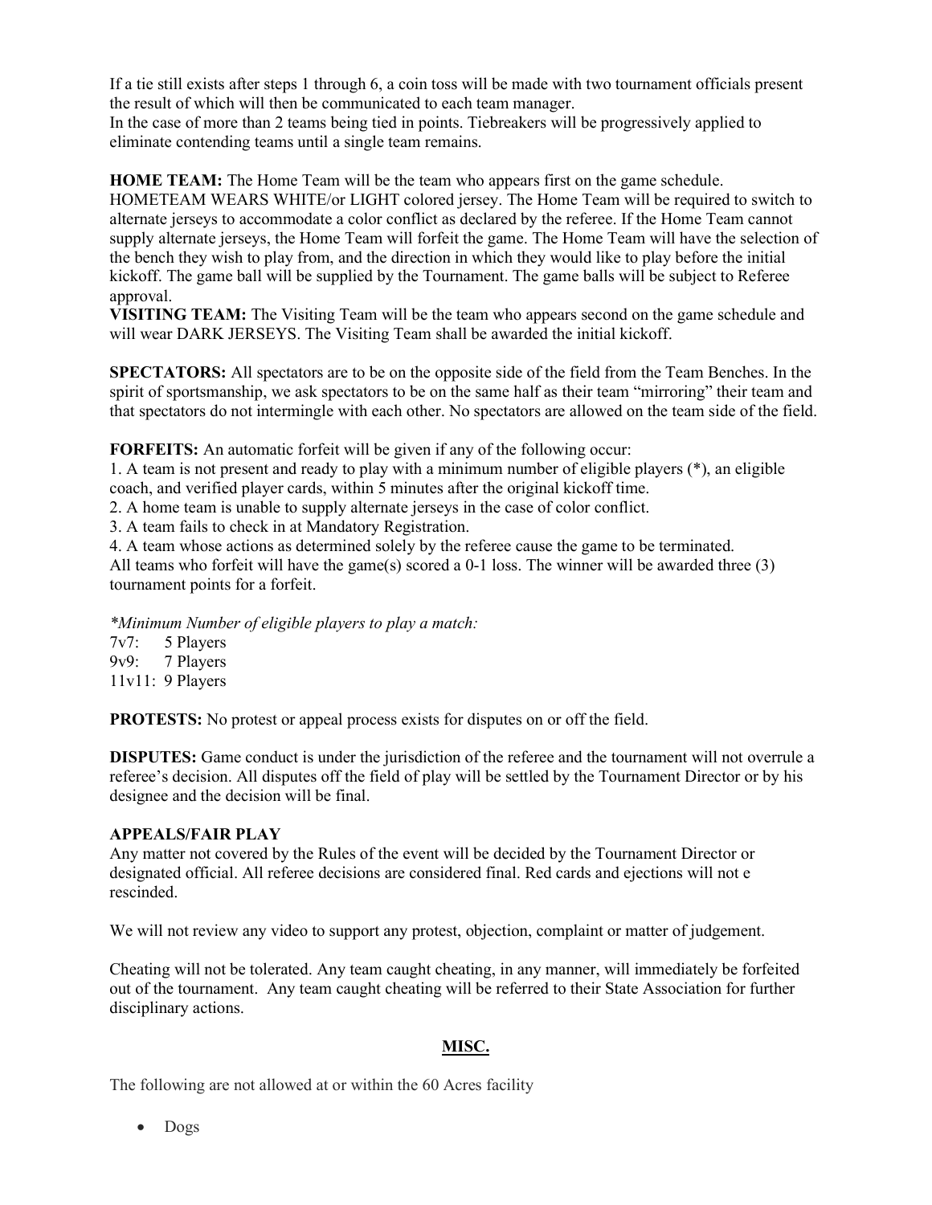If a tie still exists after steps 1 through 6, a coin toss will be made with two tournament officials present the result of which will then be communicated to each team manager.
In the case of more than 2 teams being tied in points. Tiebreakers will be progressively applied to eliminate contending teams until a single team remains.

**HOME TEAM:** The Home Team will be the team who appears first on the game schedule. HOMETEAM WEARS WHITE/or LIGHT colored jersey. The Home Team will be required to switch to alternate jerseys to accommodate a color conflict as declared by the referee. If the Home Team cannot supply alternate jerseys, the Home Team will forfeit the game. The Home Team will have the selection of the bench they wish to play from, and the direction in which they would like to play before the initial kickoff. The game ball will be supplied by the Tournament. The game balls will be subject to Referee approval.
**VISITING TEAM:** The Visiting Team will be the team who appears second on the game schedule and will wear DARK JERSEYS. The Visiting Team shall be awarded the initial kickoff.

**SPECTATORS:** All spectators are to be on the opposite side of the field from the Team Benches. In the spirit of sportsmanship, we ask spectators to be on the same half as their team "mirroring" their team and that spectators do not intermingle with each other. No spectators are allowed on the team side of the field.

**FORFEITS:** An automatic forfeit will be given if any of the following occur:
1. A team is not present and ready to play with a minimum number of eligible players (*), an eligible coach, and verified player cards, within 5 minutes after the original kickoff time.
2. A home team is unable to supply alternate jerseys in the case of color conflict.
3. A team fails to check in at Mandatory Registration.
4. A team whose actions as determined solely by the referee cause the game to be terminated.
All teams who forfeit will have the game(s) scored a 0-1 loss. The winner will be awarded three (3) tournament points for a forfeit.

*\*Minimum Number of eligible players to play a match:*
7v7: 5 Players
9v9: 7 Players
11v11: 9 Players

**PROTESTS:** No protest or appeal process exists for disputes on or off the field.

**DISPUTES:** Game conduct is under the jurisdiction of the referee and the tournament will not overrule a referee's decision. All disputes off the field of play will be settled by the Tournament Director or by his designee and the decision will be final.

**APPEALS/FAIR PLAY**
Any matter not covered by the Rules of the event will be decided by the Tournament Director or designated official. All referee decisions are considered final. Red cards and ejections will not e rescinded.

We will not review any video to support any protest, objection, complaint or matter of judgement.

Cheating will not be tolerated. Any team caught cheating, in any manner, will immediately be forfeited out of the tournament. Any team caught cheating will be referred to their State Association for further disciplinary actions.

## MISC.

The following are not allowed at or within the 60 Acres facility

- Dogs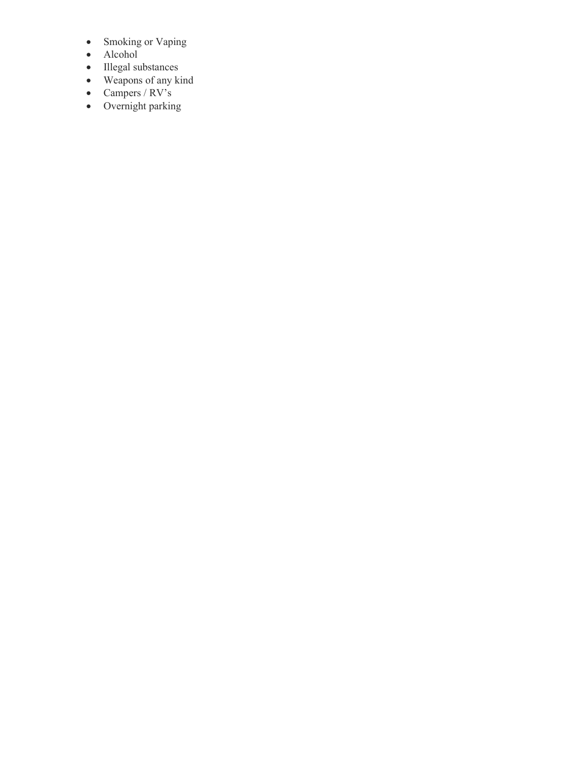- Smoking or Vaping
- Alcohol
- Illegal substances
- Weapons of any kind
- Campers / RV's
- Overnight parking